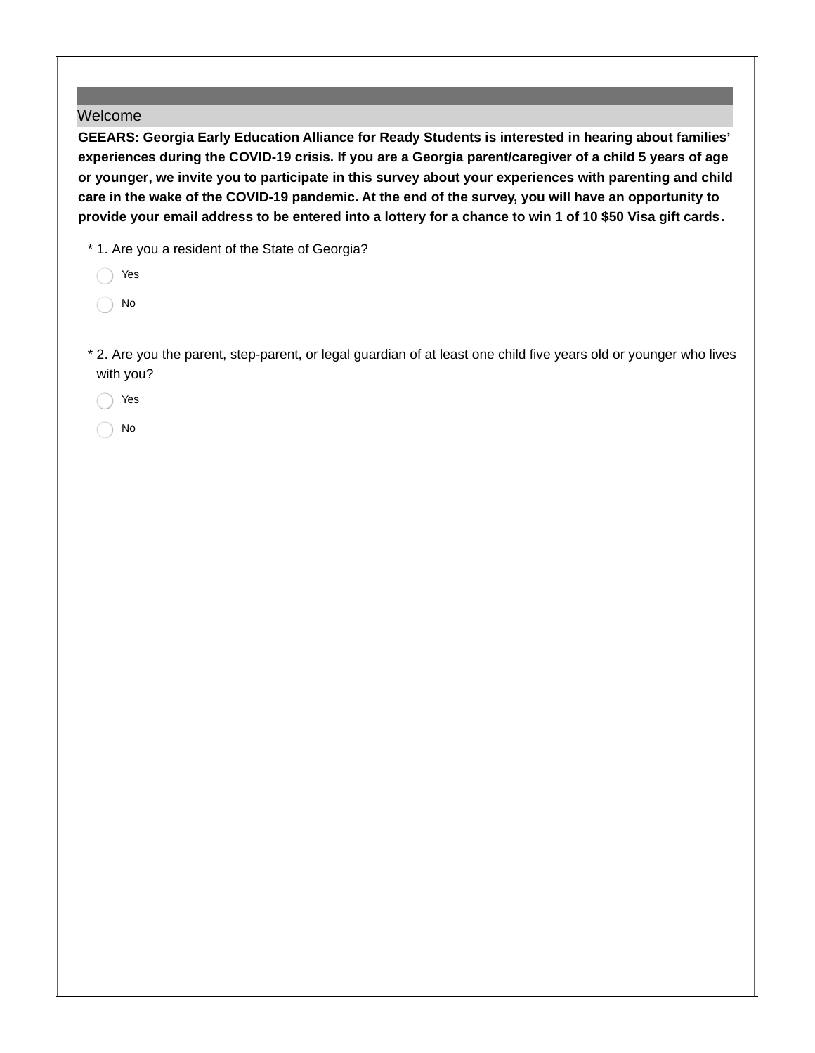## Welcome

**GEEARS: Georgia Early Education Alliance for Ready Students is interested in hearing about families' experiences during the COVID-19 crisis. If you are a Georgia parent/caregiver of a child 5 years of age or younger, we invite you to participate in this survey about your experiences with parenting and child care in the wake of the COVID-19 pandemic. At the end of the survey, you will have an opportunity to provide your email address to be entered into a lottery for a chance to win 1 of 10 $50 Visa gift cards.**

\* 1. Are you a resident of the State of Georgia?

- Yes
- No

\* 2. Are you the parent, step-parent, or legal guardian of at least one child five years old or younger who lives with you?

- Yes
- No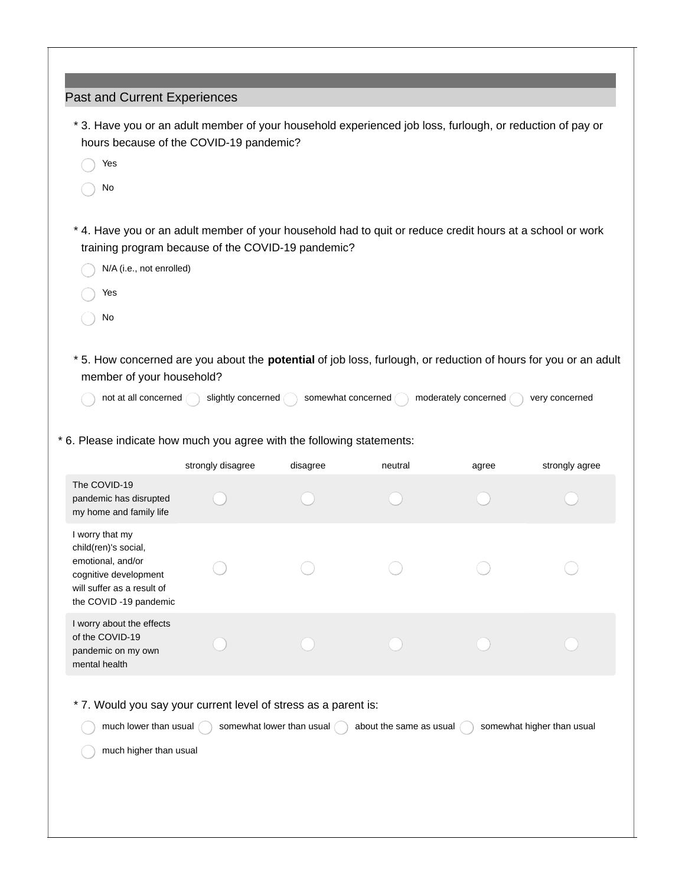## Past and Current Experiences

\* 3. Have you or an adult member of your household experienced job loss, furlough, or reduction of pay or hours because of the COVID-19 pandemic?

- Yes
- No

\* 4. Have you or an adult member of your household had to quit or reduce credit hours at a school or work training program because of the COVID-19 pandemic?

- N/A (i.e., not enrolled)
- Yes
- No

\* 5. How concerned are you about the **potential** of job loss, furlough, or reduction of hours for you or an adult member of your household?

- not at all concerned
- slightly concerned
- somewhat concerned
- moderately concerned
- very concerned

\* 6. Please indicate how much you agree with the following statements:

| | strongly disagree | disagree | neutral | agree | strongly agree |
|---|---|---|---|---|---|
| The COVID-19 pandemic has disrupted my home and family life | ◯ | ◯ | ◯ | ◯ | ◯ |
| I worry that my child(ren)'s social, emotional, and/or cognitive development will suffer as a result of the COVID -19 pandemic | ◯ | ◯ | ◯ | ◯ | ◯ |
| I worry about the effects of the COVID-19 pandemic on my own mental health | ◯ | ◯ | ◯ | ◯ | ◯ |

\* 7. Would you say your current level of stress as a parent is:

- much lower than usual
- somewhat lower than usual
- about the same as usual
- somewhat higher than usual
- much higher than usual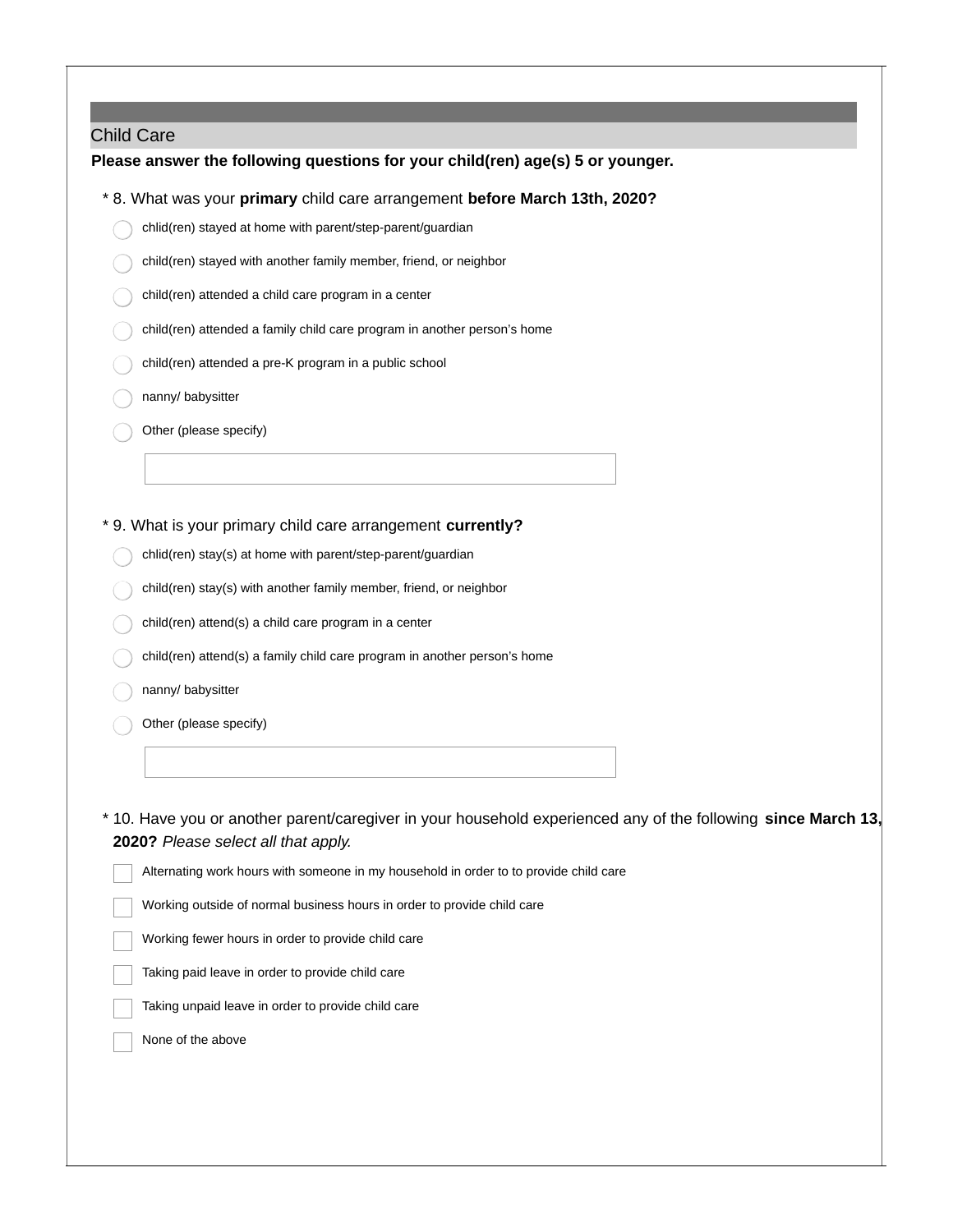## Child Care

**Please answer the following questions for your child(ren) age(s) 5 or younger.**

\* 8. What was your **primary** child care arrangement **before March 13th, 2020?**

- ○ chlid(ren) stayed at home with parent/step-parent/guardian
- ○ child(ren) stayed with another family member, friend, or neighbor
- ○ child(ren) attended a child care program in a center
- ○ child(ren) attended a family child care program in another person's home
- ○ child(ren) attended a pre-K program in a public school
- ○ nanny/ babysitter
- ○ Other (please specify)

\* 9. What is your primary child care arrangement **currently?**

- ○ chlid(ren) stay(s) at home with parent/step-parent/guardian
- ○ child(ren) stay(s) with another family member, friend, or neighbor
- ○ child(ren) attend(s) a child care program in a center
- ○ child(ren) attend(s) a family child care program in another person's home
- ○ nanny/ babysitter
- ○ Other (please specify)

\* 10. Have you or another parent/caregiver in your household experienced any of the following **since March 13, 2020?** *Please select all that apply.*

- ☐ Alternating work hours with someone in my household in order to to provide child care
- ☐ Working outside of normal business hours in order to provide child care
- ☐ Working fewer hours in order to provide child care
- ☐ Taking paid leave in order to provide child care
- ☐ Taking unpaid leave in order to provide child care
- ☐ None of the above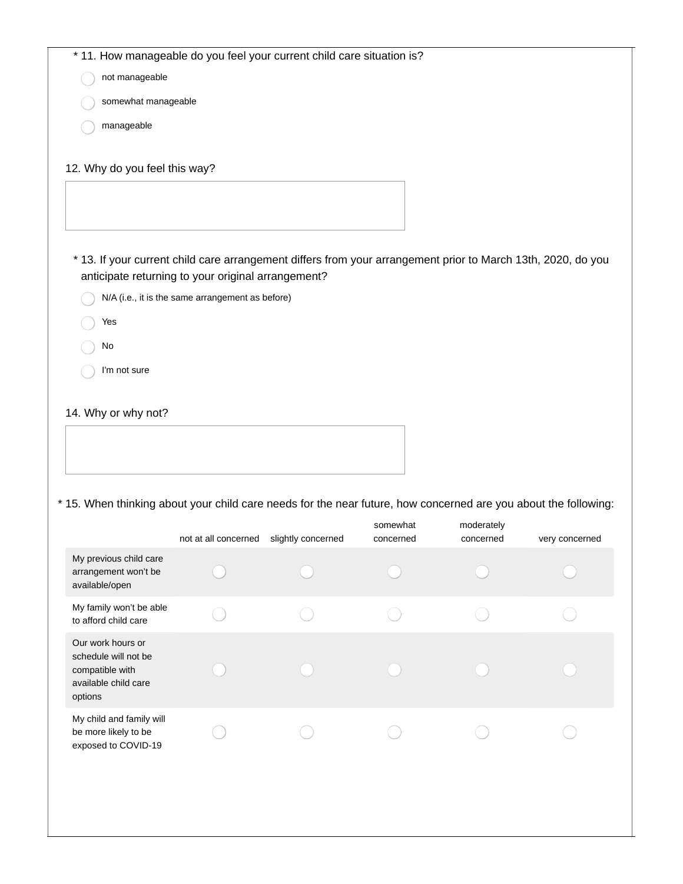\* 11. How manageable do you feel your current child care situation is?

- not manageable
- somewhat manageable
- manageable

12. Why do you feel this way?

\* 13. If your current child care arrangement differs from your arrangement prior to March 13th, 2020, do you anticipate returning to your original arrangement?

- N/A (i.e., it is the same arrangement as before)
- Yes
- No
- I'm not sure

14. Why or why not?

\* 15. When thinking about your child care needs for the near future, how concerned are you about the following:

| | not at all concerned | slightly concerned | somewhat concerned | moderately concerned | very concerned |
|---|---|---|---|---|---|
| My previous child care arrangement won't be available/open | | | | | |
| My family won't be able to afford child care | | | | | |
| Our work hours or schedule will not be compatible with available child care options | | | | | |
| My child and family will be more likely to be exposed to COVID-19 | | | | | |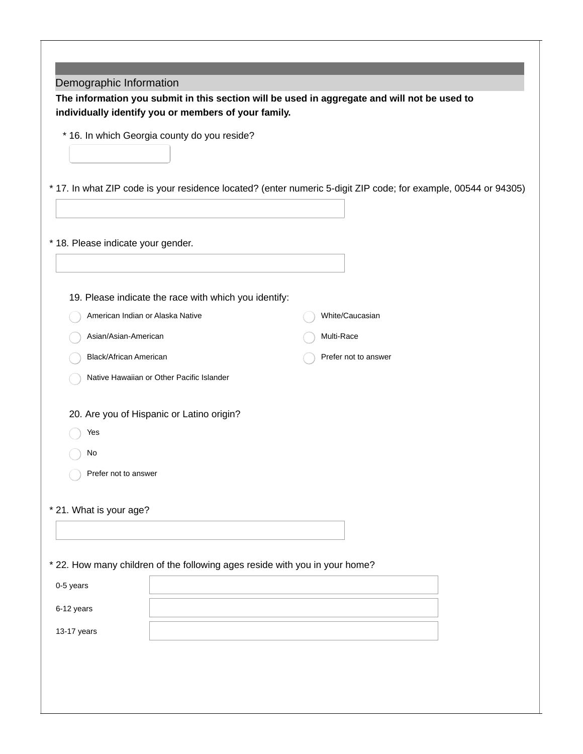## Demographic Information

**The information you submit in this section will be used in aggregate and will not be used to individually identify you or members of your family.**

* 16. In which Georgia county do you reside?

* 17. In what ZIP code is your residence located? (enter numeric 5-digit ZIP code; for example, 00544 or 94305)

* 18. Please indicate your gender.

19. Please indicate the race with which you identify:

- American Indian or Alaska Native
- Asian/Asian-American
- Black/African American
- Native Hawaiian or Other Pacific Islander
- White/Caucasian
- Multi-Race
- Prefer not to answer

20. Are you of Hispanic or Latino origin?

- Yes
- No
- Prefer not to answer

* 21. What is your age?

* 22. How many children of the following ages reside with you in your home?

| | |
|---|---|
| 0-5 years | |
| 6-12 years | |
| 13-17 years | |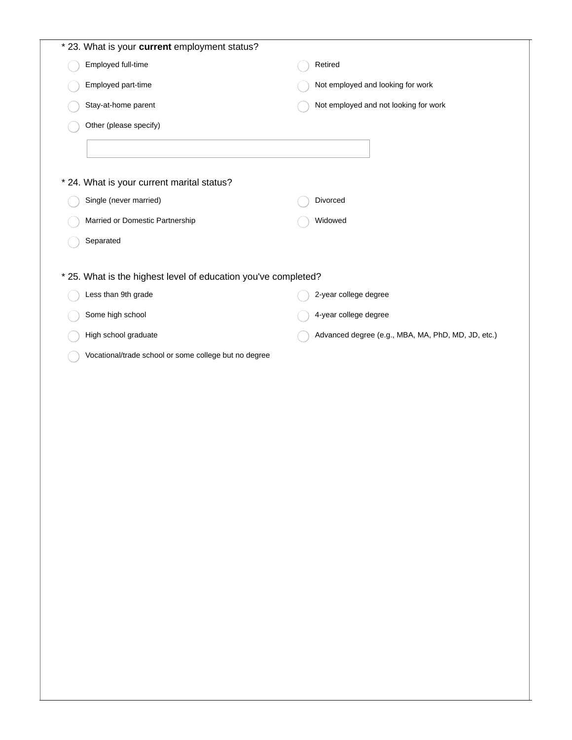\* 23. What is your **current** employment status?

- Employed full-time
- Employed part-time
- Stay-at-home parent
- Retired
- Not employed and looking for work
- Not employed and not looking for work
- Other (please specify)

\* 24. What is your current marital status?

- Single (never married)
- Married or Domestic Partnership
- Separated
- Divorced
- Widowed

\* 25. What is the highest level of education you've completed?

- Less than 9th grade
- Some high school
- High school graduate
- Vocational/trade school or some college but no degree
- 2-year college degree
- 4-year college degree
- Advanced degree (e.g., MBA, MA, PhD, MD, JD, etc.)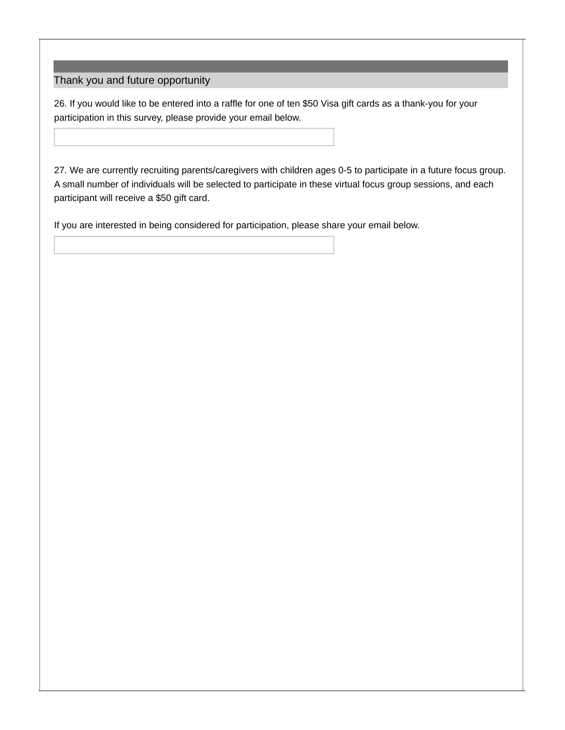## Thank you and future opportunity

26. If you would like to be entered into a raffle for one of ten $50 Visa gift cards as a thank-you for your participation in this survey, please provide your email below.

27. We are currently recruiting parents/caregivers with children ages 0-5 to participate in a future focus group. A small number of individuals will be selected to participate in these virtual focus group sessions, and each participant will receive a $50 gift card.

If you are interested in being considered for participation, please share your email below.